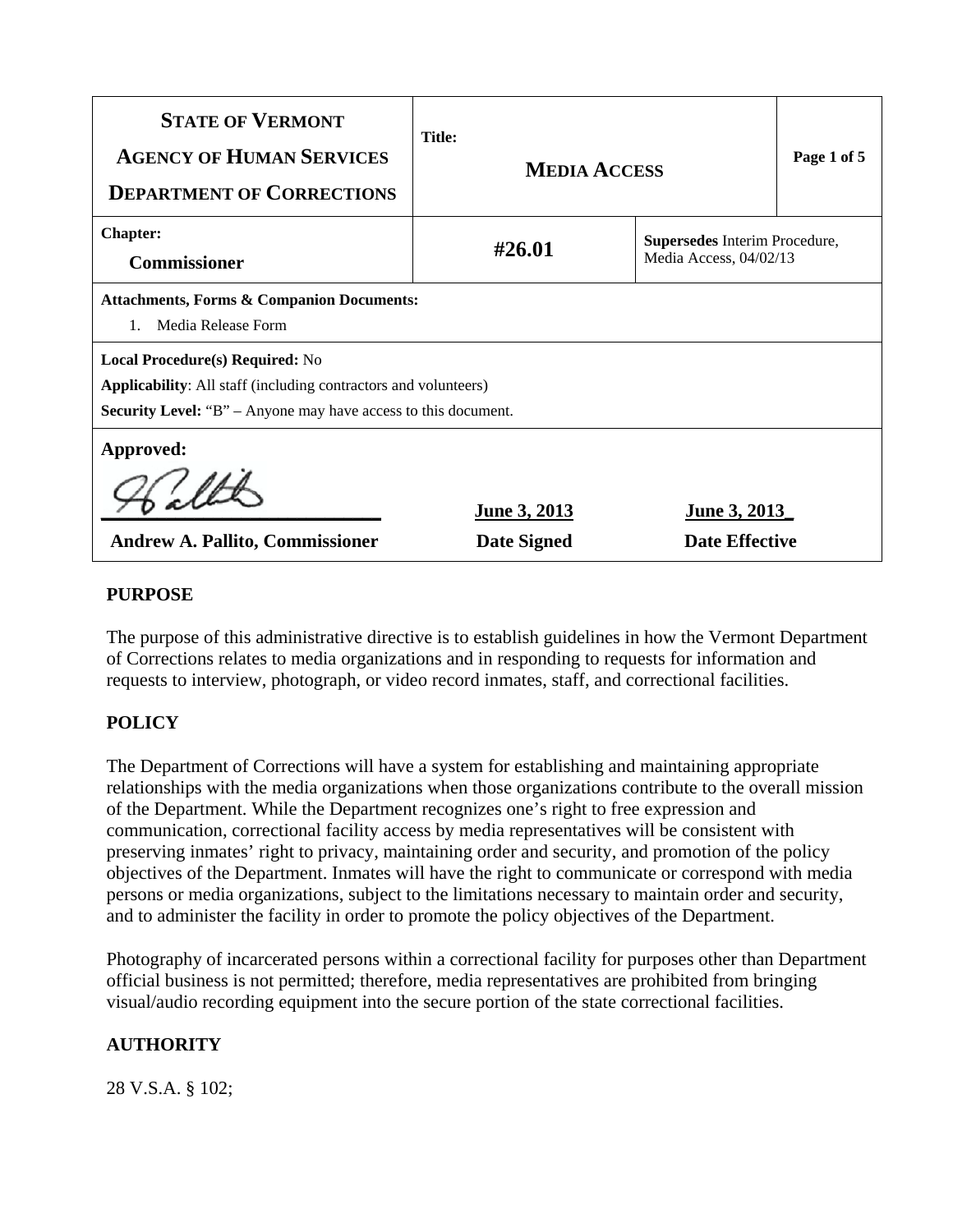| **STATE OF VERMONT**<br>**AGENCY OF HUMAN SERVICES**<br>**DEPARTMENT OF CORRECTIONS** | **Title:**<br>**MEDIA ACCESS** | | **Page 1 of 5** |
|---|---|---|---|
| **Chapter:**<br>**Commissioner** | **#26.01** | **Supersedes** Interim Procedure, Media Access, 04/02/13 | |
| **Attachments, Forms & Companion Documents:**<br>1. Media Release Form | | | |
| **Local Procedure(s) Required:** No<br>**Applicability**: All staff (including contractors and volunteers)<br>**Security Level:** "B" – Anyone may have access to this document. | | | |
| **Approved:**<br><br>**Andrew A. Pallito, Commissioner** | June 3, 2013<br>**Date Signed** | June 3, 2013<br>**Date Effective** | |

## PURPOSE

The purpose of this administrative directive is to establish guidelines in how the Vermont Department of Corrections relates to media organizations and in responding to requests for information and requests to interview, photograph, or video record inmates, staff, and correctional facilities.

## POLICY

The Department of Corrections will have a system for establishing and maintaining appropriate relationships with the media organizations when those organizations contribute to the overall mission of the Department. While the Department recognizes one's right to free expression and communication, correctional facility access by media representatives will be consistent with preserving inmates' right to privacy, maintaining order and security, and promotion of the policy objectives of the Department. Inmates will have the right to communicate or correspond with media persons or media organizations, subject to the limitations necessary to maintain order and security, and to administer the facility in order to promote the policy objectives of the Department.

Photography of incarcerated persons within a correctional facility for purposes other than Department official business is not permitted; therefore, media representatives are prohibited from bringing visual/audio recording equipment into the secure portion of the state correctional facilities.

## AUTHORITY

28 V.S.A. § 102;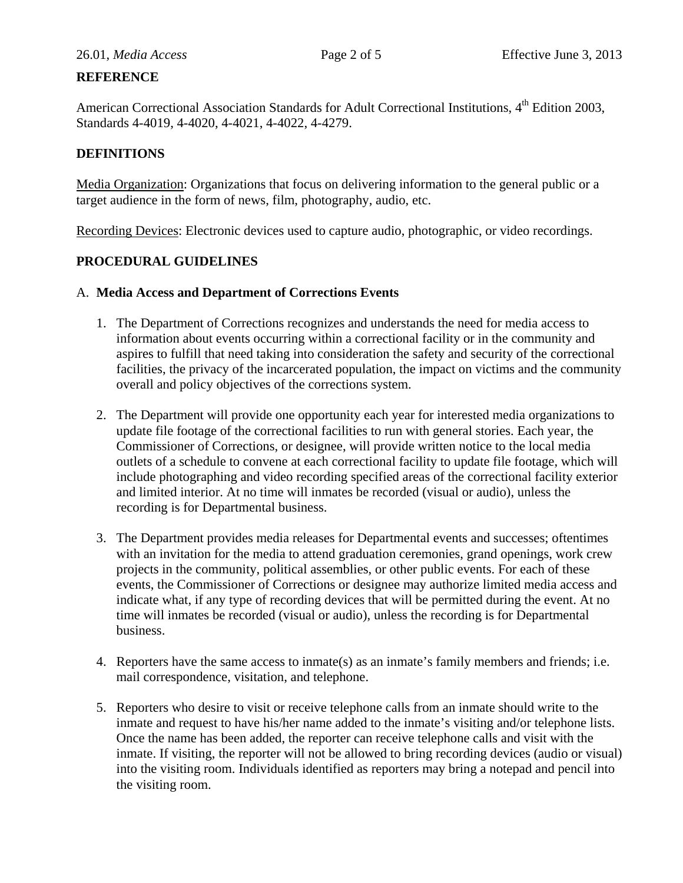## REFERENCE

American Correctional Association Standards for Adult Correctional Institutions, 4th Edition 2003, Standards 4-4019, 4-4020, 4-4021, 4-4022, 4-4279.

## DEFINITIONS

Media Organization: Organizations that focus on delivering information to the general public or a target audience in the form of news, film, photography, audio, etc.

Recording Devices: Electronic devices used to capture audio, photographic, or video recordings.

## PROCEDURAL GUIDELINES

A. **Media Access and Department of Corrections Events**

1. The Department of Corrections recognizes and understands the need for media access to information about events occurring within a correctional facility or in the community and aspires to fulfill that need taking into consideration the safety and security of the correctional facilities, the privacy of the incarcerated population, the impact on victims and the community overall and policy objectives of the corrections system.

2. The Department will provide one opportunity each year for interested media organizations to update file footage of the correctional facilities to run with general stories. Each year, the Commissioner of Corrections, or designee, will provide written notice to the local media outlets of a schedule to convene at each correctional facility to update file footage, which will include photographing and video recording specified areas of the correctional facility exterior and limited interior. At no time will inmates be recorded (visual or audio), unless the recording is for Departmental business.

3. The Department provides media releases for Departmental events and successes; oftentimes with an invitation for the media to attend graduation ceremonies, grand openings, work crew projects in the community, political assemblies, or other public events. For each of these events, the Commissioner of Corrections or designee may authorize limited media access and indicate what, if any type of recording devices that will be permitted during the event. At no time will inmates be recorded (visual or audio), unless the recording is for Departmental business.

4. Reporters have the same access to inmate(s) as an inmate's family members and friends; i.e. mail correspondence, visitation, and telephone.

5. Reporters who desire to visit or receive telephone calls from an inmate should write to the inmate and request to have his/her name added to the inmate's visiting and/or telephone lists. Once the name has been added, the reporter can receive telephone calls and visit with the inmate. If visiting, the reporter will not be allowed to bring recording devices (audio or visual) into the visiting room. Individuals identified as reporters may bring a notepad and pencil into the visiting room.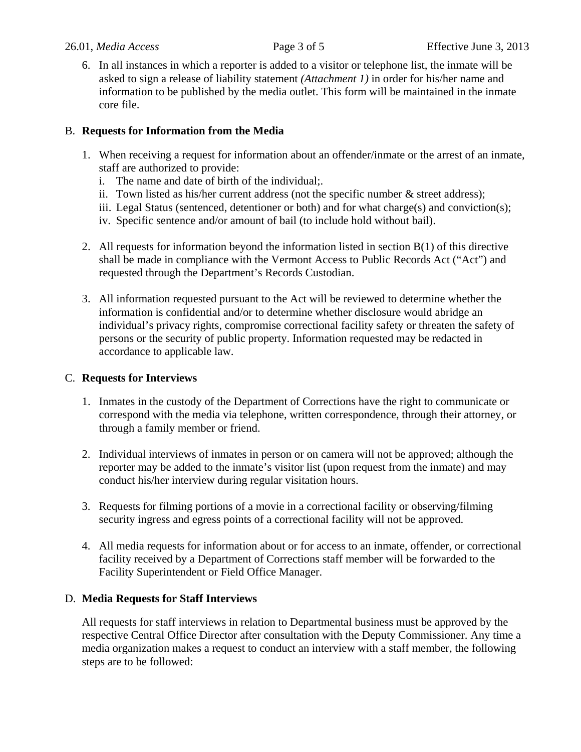6. In all instances in which a reporter is added to a visitor or telephone list, the inmate will be asked to sign a release of liability statement *(Attachment 1)* in order for his/her name and information to be published by the media outlet. This form will be maintained in the inmate core file.

B. **Requests for Information from the Media**

1. When receiving a request for information about an offender/inmate or the arrest of an inmate, staff are authorized to provide:
   i. The name and date of birth of the individual;.
   ii. Town listed as his/her current address (not the specific number & street address);
   iii. Legal Status (sentenced, detentioner or both) and for what charge(s) and conviction(s);
   iv. Specific sentence and/or amount of bail (to include hold without bail).

2. All requests for information beyond the information listed in section B(1) of this directive shall be made in compliance with the Vermont Access to Public Records Act ("Act") and requested through the Department's Records Custodian.

3. All information requested pursuant to the Act will be reviewed to determine whether the information is confidential and/or to determine whether disclosure would abridge an individual's privacy rights, compromise correctional facility safety or threaten the safety of persons or the security of public property. Information requested may be redacted in accordance to applicable law.

C. **Requests for Interviews**

1. Inmates in the custody of the Department of Corrections have the right to communicate or correspond with the media via telephone, written correspondence, through their attorney, or through a family member or friend.

2. Individual interviews of inmates in person or on camera will not be approved; although the reporter may be added to the inmate's visitor list (upon request from the inmate) and may conduct his/her interview during regular visitation hours.

3. Requests for filming portions of a movie in a correctional facility or observing/filming security ingress and egress points of a correctional facility will not be approved.

4. All media requests for information about or for access to an inmate, offender, or correctional facility received by a Department of Corrections staff member will be forwarded to the Facility Superintendent or Field Office Manager.

D. **Media Requests for Staff Interviews**

All requests for staff interviews in relation to Departmental business must be approved by the respective Central Office Director after consultation with the Deputy Commissioner. Any time a media organization makes a request to conduct an interview with a staff member, the following steps are to be followed: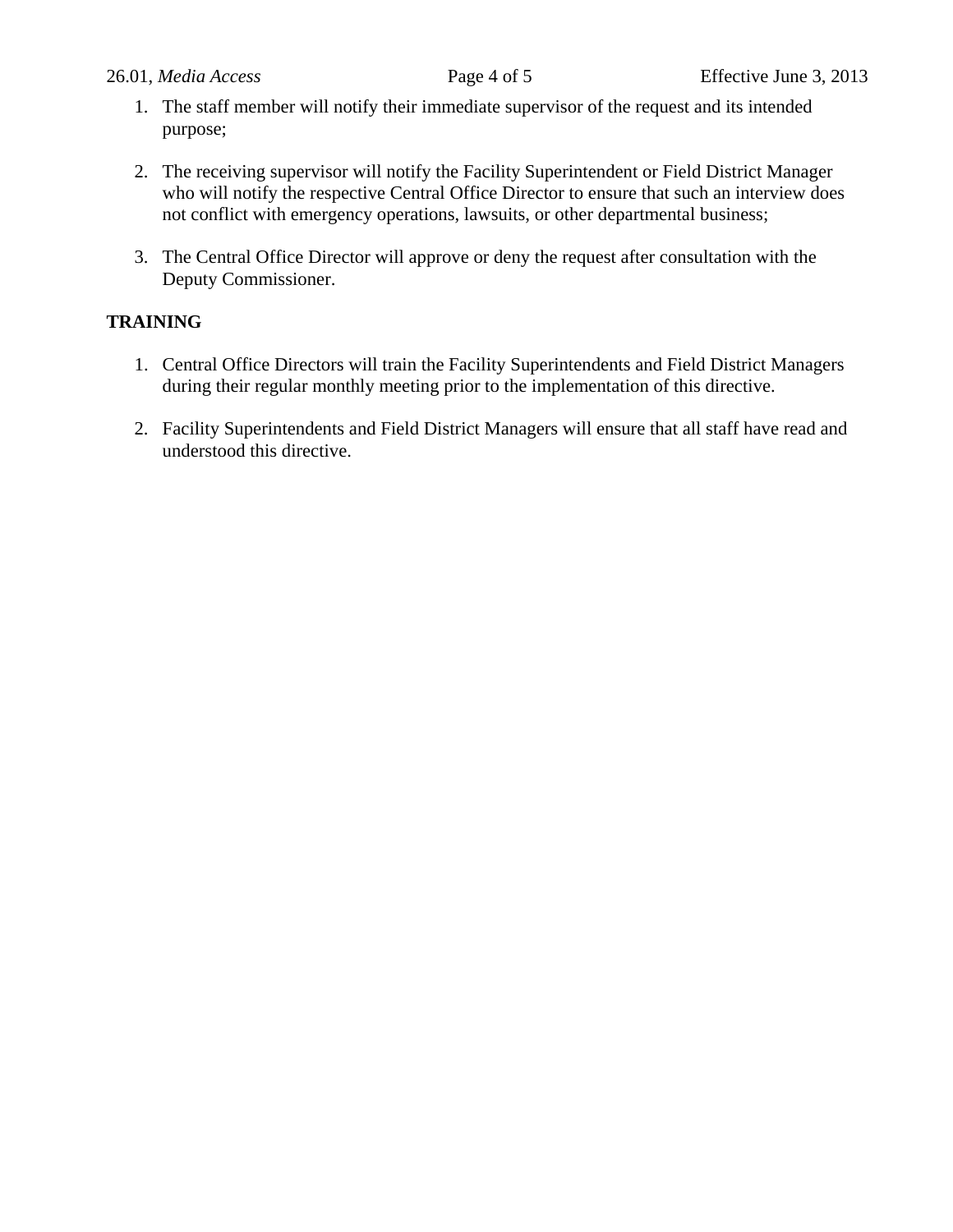1. The staff member will notify their immediate supervisor of the request and its intended purpose;

2. The receiving supervisor will notify the Facility Superintendent or Field District Manager who will notify the respective Central Office Director to ensure that such an interview does not conflict with emergency operations, lawsuits, or other departmental business;

3. The Central Office Director will approve or deny the request after consultation with the Deputy Commissioner.

**TRAINING**

1. Central Office Directors will train the Facility Superintendents and Field District Managers during their regular monthly meeting prior to the implementation of this directive.

2. Facility Superintendents and Field District Managers will ensure that all staff have read and understood this directive.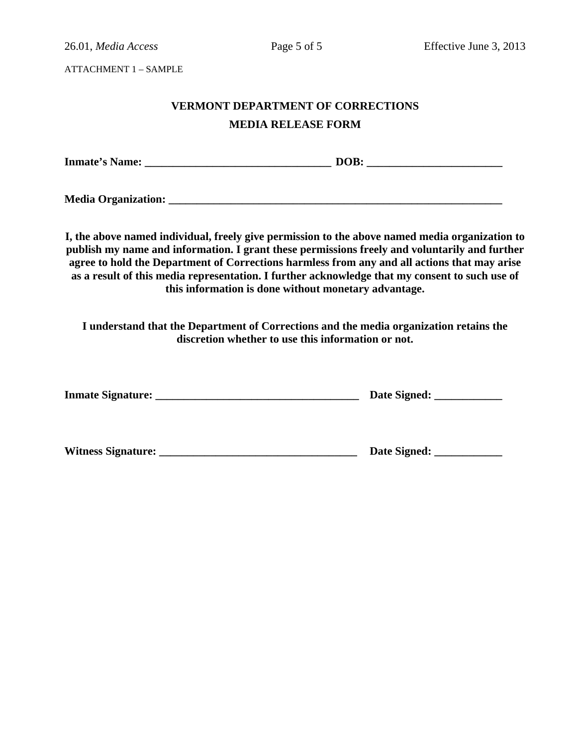ATTACHMENT 1 – SAMPLE

## VERMONT DEPARTMENT OF CORRECTIONS

## MEDIA RELEASE FORM

**Inmate's Name: _________________________________ DOB: ________________________**

**Media Organization: ___________________________________________________________**

**I, the above named individual, freely give permission to the above named media organization to publish my name and information. I grant these permissions freely and voluntarily and further agree to hold the Department of Corrections harmless from any and all actions that may arise as a result of this media representation. I further acknowledge that my consent to such use of this information is done without monetary advantage.**

**I understand that the Department of Corrections and the media organization retains the discretion whether to use this information or not.**

**Inmate Signature: ____________________________________ Date Signed: ____________**

**Witness Signature: ___________________________________ Date Signed: ____________**